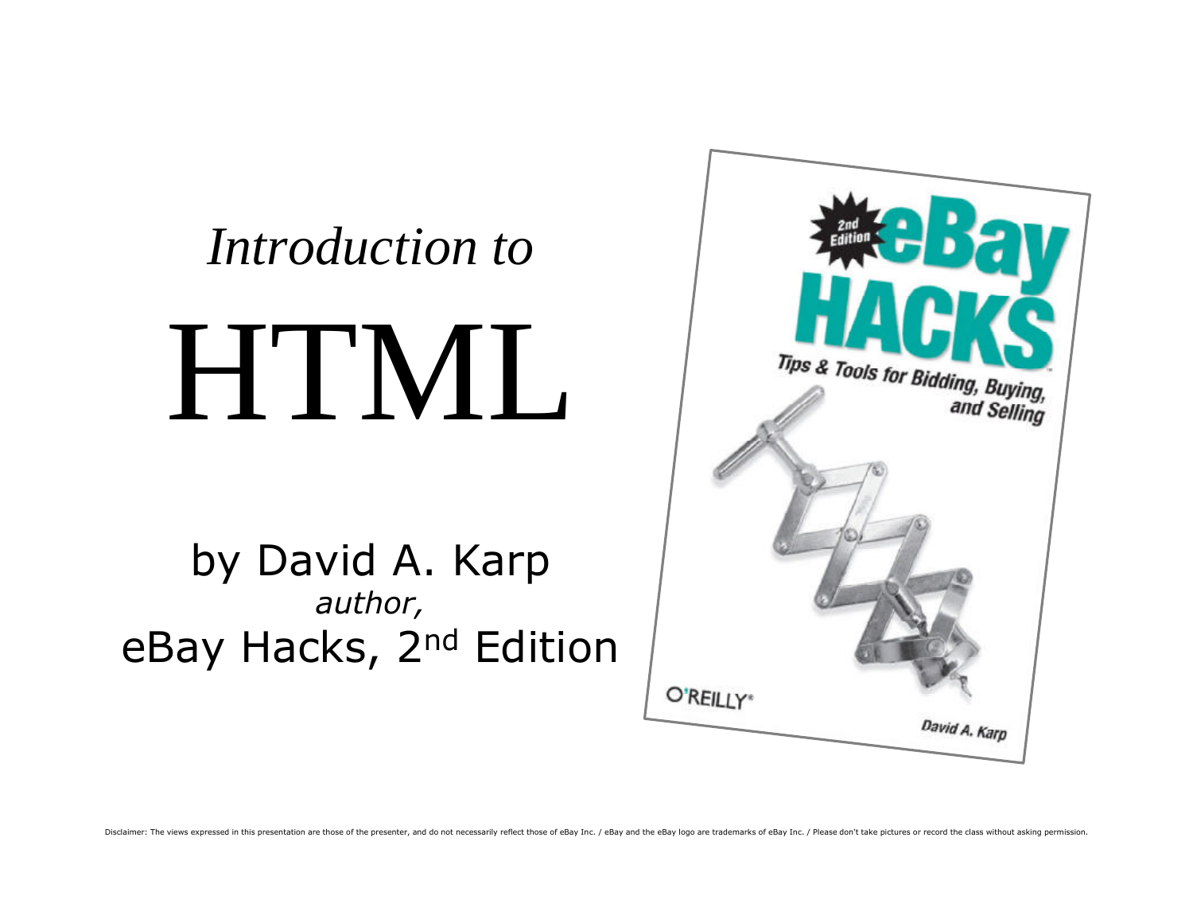*Introduction to*

# HTML

by David A. Karp
*author,*
eBay Hacks, 2nd Edition

Disclaimer: The views expressed in this presentation are those of the presenter, and do not necessarily reflect those of eBay Inc. / eBay and the eBay logo are trademarks of eBay Inc. / Please don't take pictures or record the class without asking permission.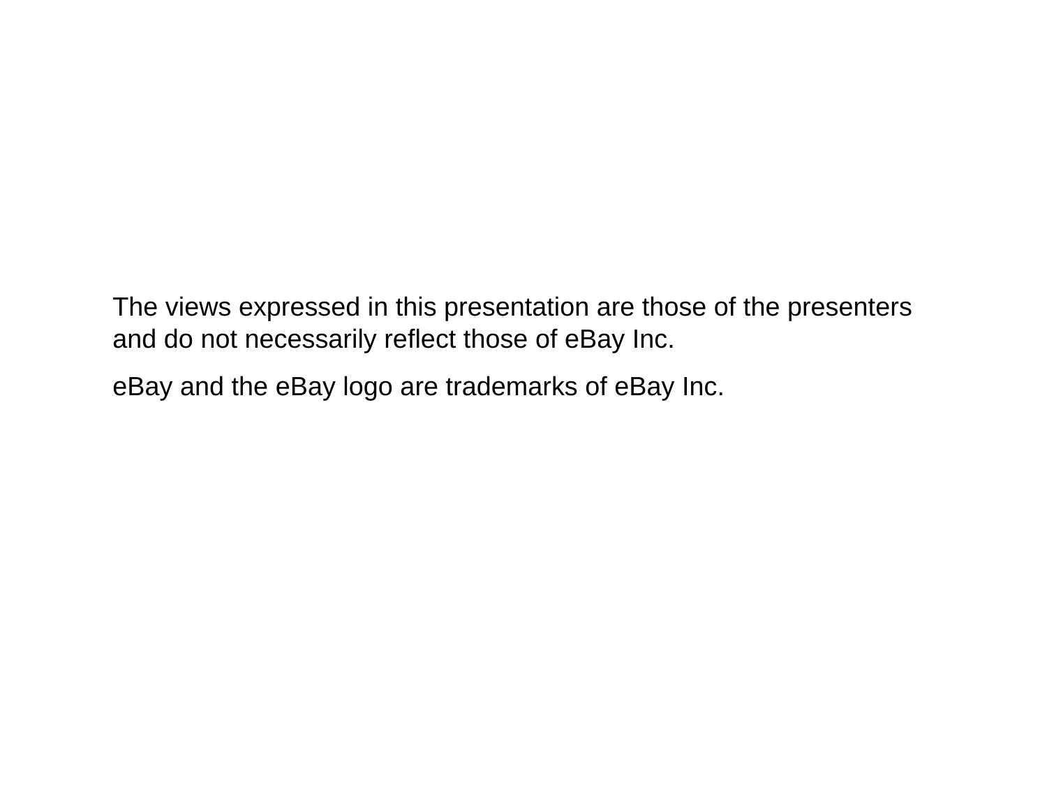The views expressed in this presentation are those of the presenters and do not necessarily reflect those of eBay Inc.

eBay and the eBay logo are trademarks of eBay Inc.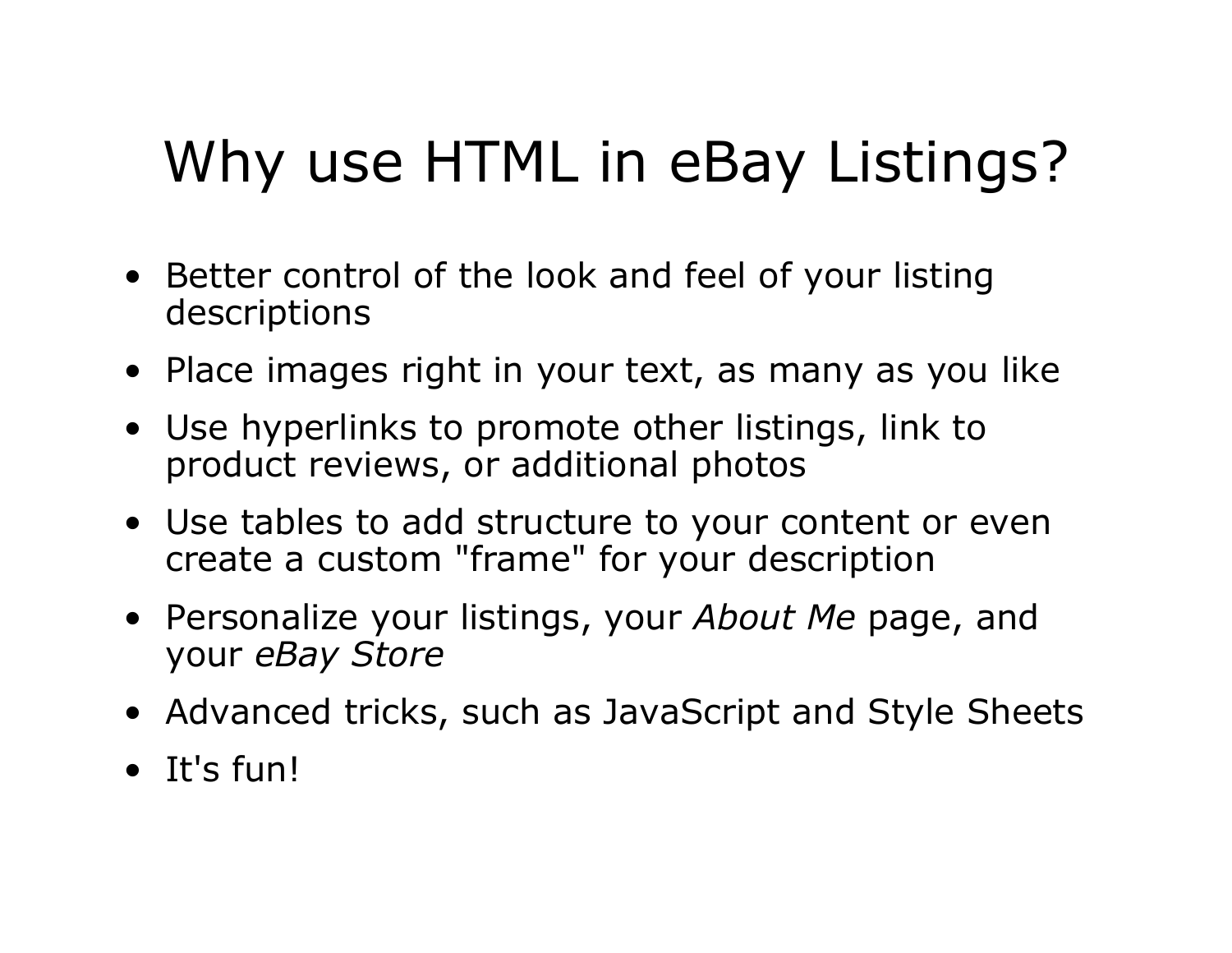# Why use HTML in eBay Listings?

- Better control of the look and feel of your listing descriptions
- Place images right in your text, as many as you like
- Use hyperlinks to promote other listings, link to product reviews, or additional photos
- Use tables to add structure to your content or even create a custom "frame" for your description
- Personalize your listings, your *About Me* page, and your *eBay Store*
- Advanced tricks, such as JavaScript and Style Sheets
- It's fun!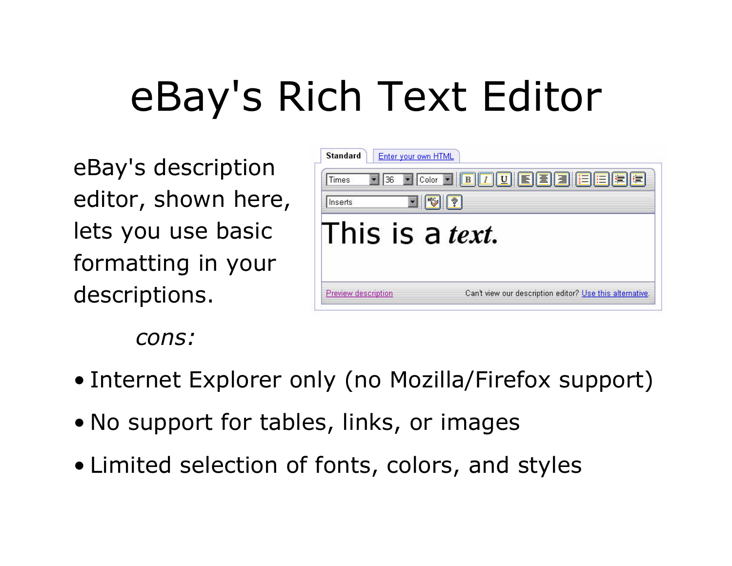# eBay's Rich Text Editor

eBay's description editor, shown here, lets you use basic formatting in your descriptions.

*cons:*

- Internet Explorer only (no Mozilla/Firefox support)
- No support for tables, links, or images
- Limited selection of fonts, colors, and styles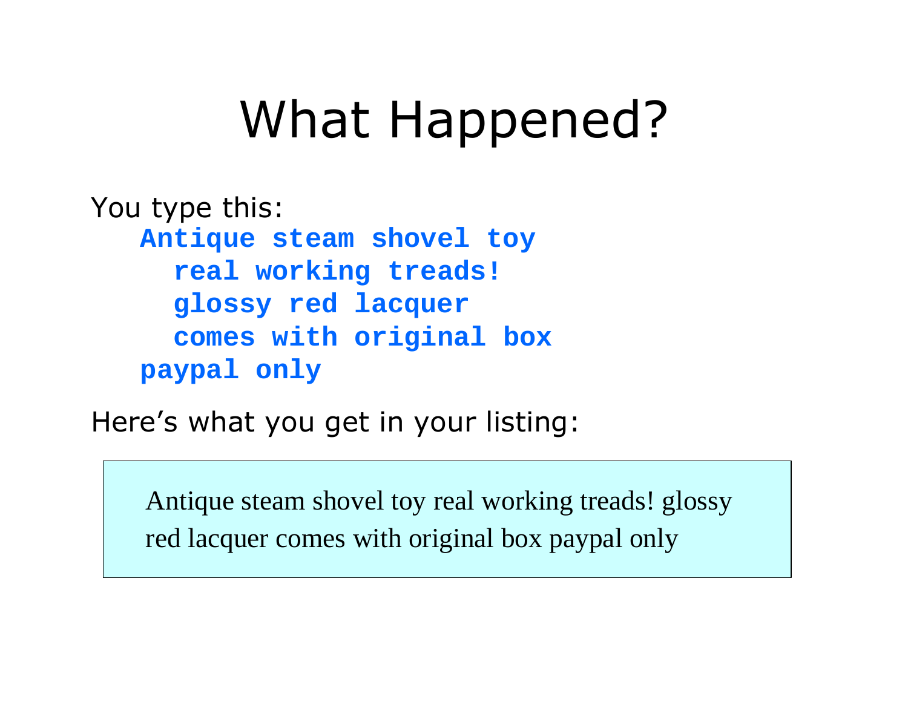# What Happened?

You type this:

```
Antique steam shovel toy
  real working treads!
  glossy red lacquer
  comes with original box
paypal only
```

Here’s what you get in your listing:

> Antique steam shovel toy real working treads! glossy red lacquer comes with original box paypal only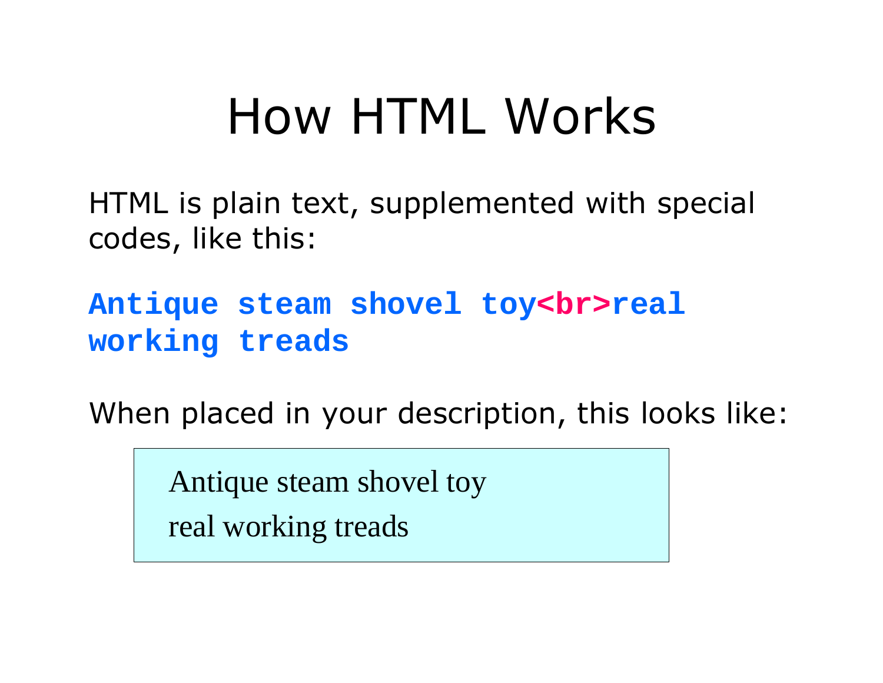# How HTML Works

HTML is plain text, supplemented with special codes, like this:

```
Antique steam shovel toy<br>real working treads
```

When placed in your description, this looks like:

> Antique steam shovel toy
>
> real working treads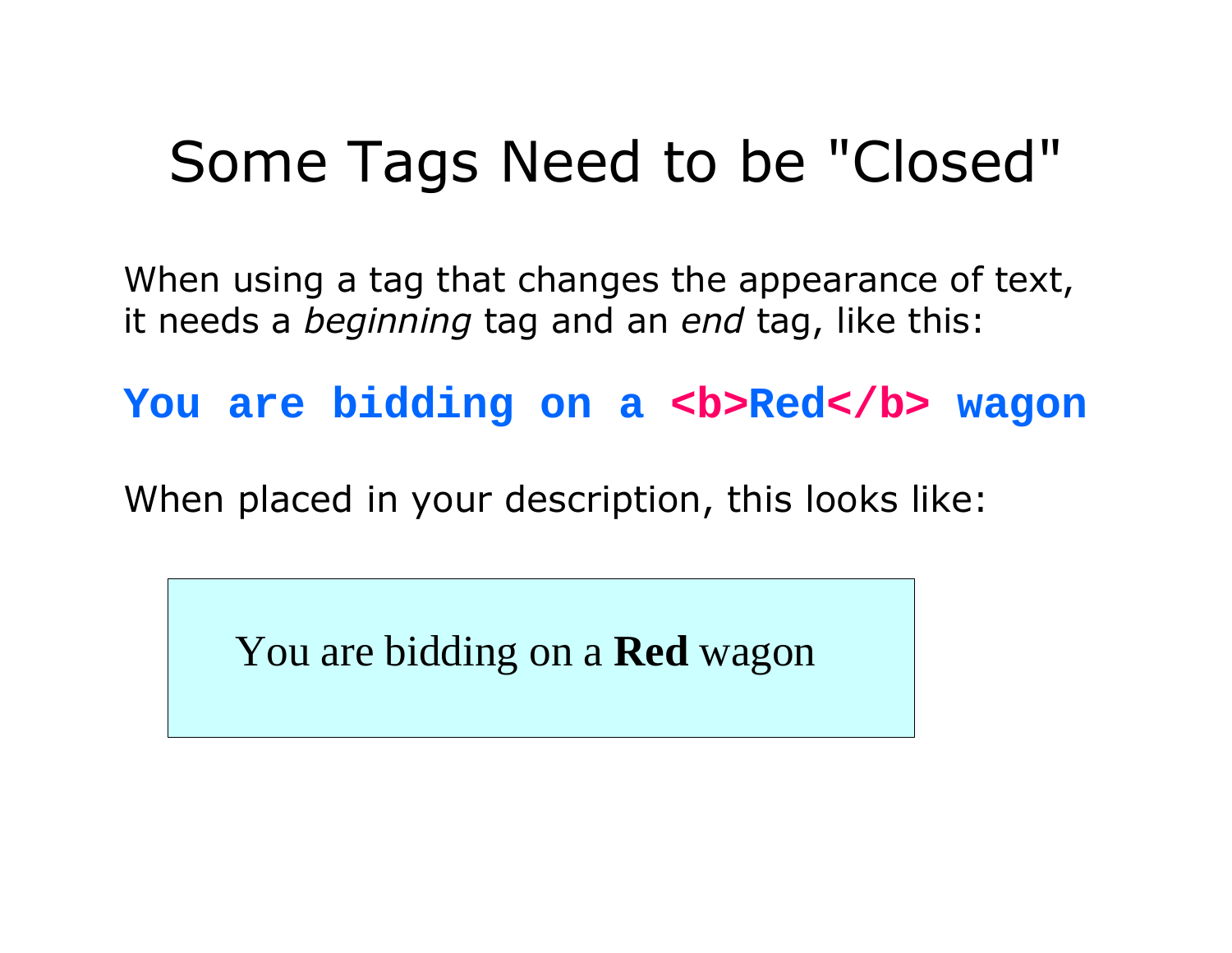# Some Tags Need to be "Closed"

When using a tag that changes the appearance of text, it needs a *beginning* tag and an *end* tag, like this:

```
You are bidding on a <b>Red</b> wagon
```

When placed in your description, this looks like:

You are bidding on a **Red** wagon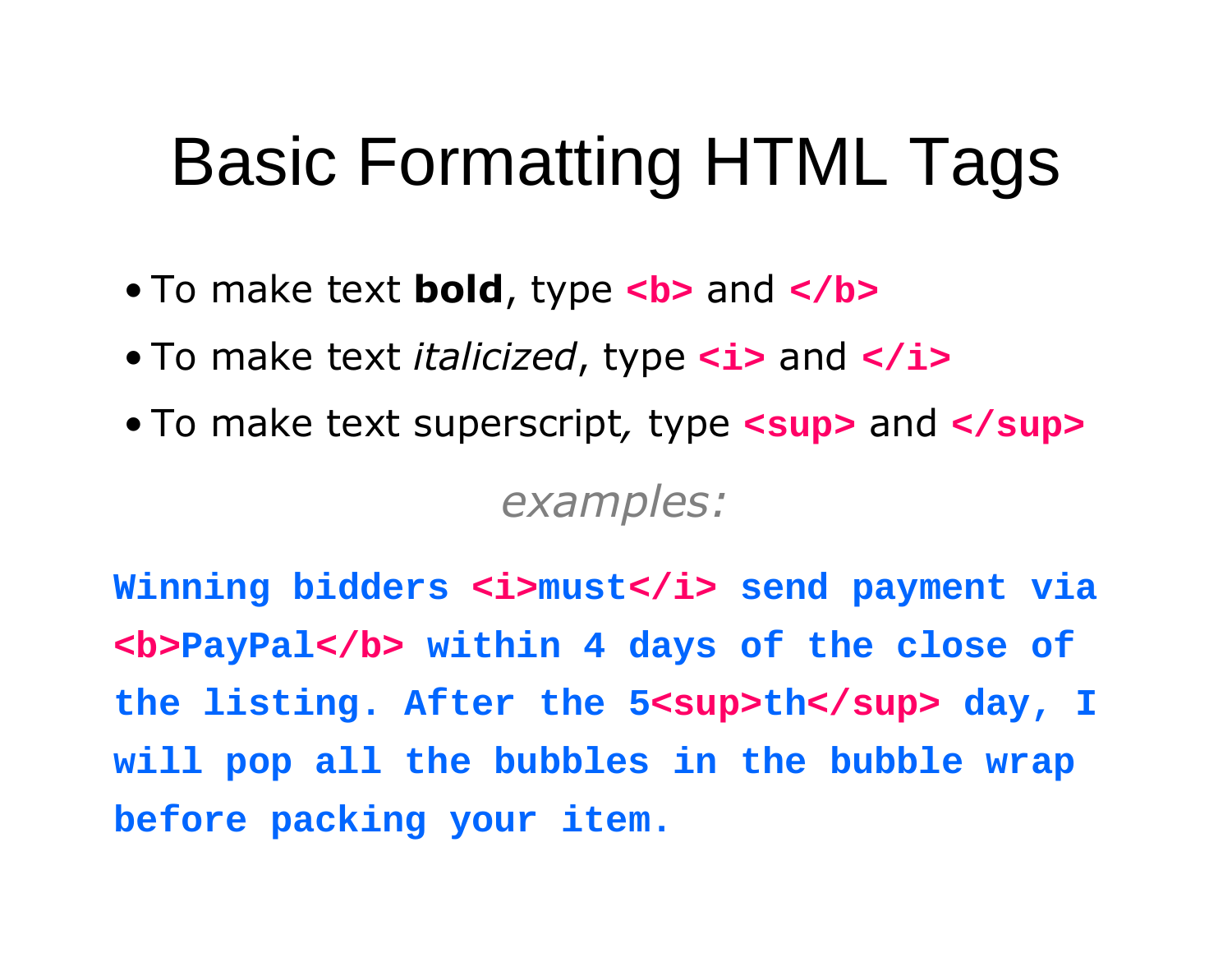# Basic Formatting HTML Tags

- To make text **bold**, type `<b>` and `</b>`
- To make text *italicized*, type `<i>` and `</i>`
- To make text superscript, type `<sup>` and `</sup>`

*examples:*

```
Winning bidders <i>must</i> send payment via
<b>PayPal</b> within 4 days of the close of
the listing. After the 5<sup>th</sup> day, I
will pop all the bubbles in the bubble wrap
before packing your item.
```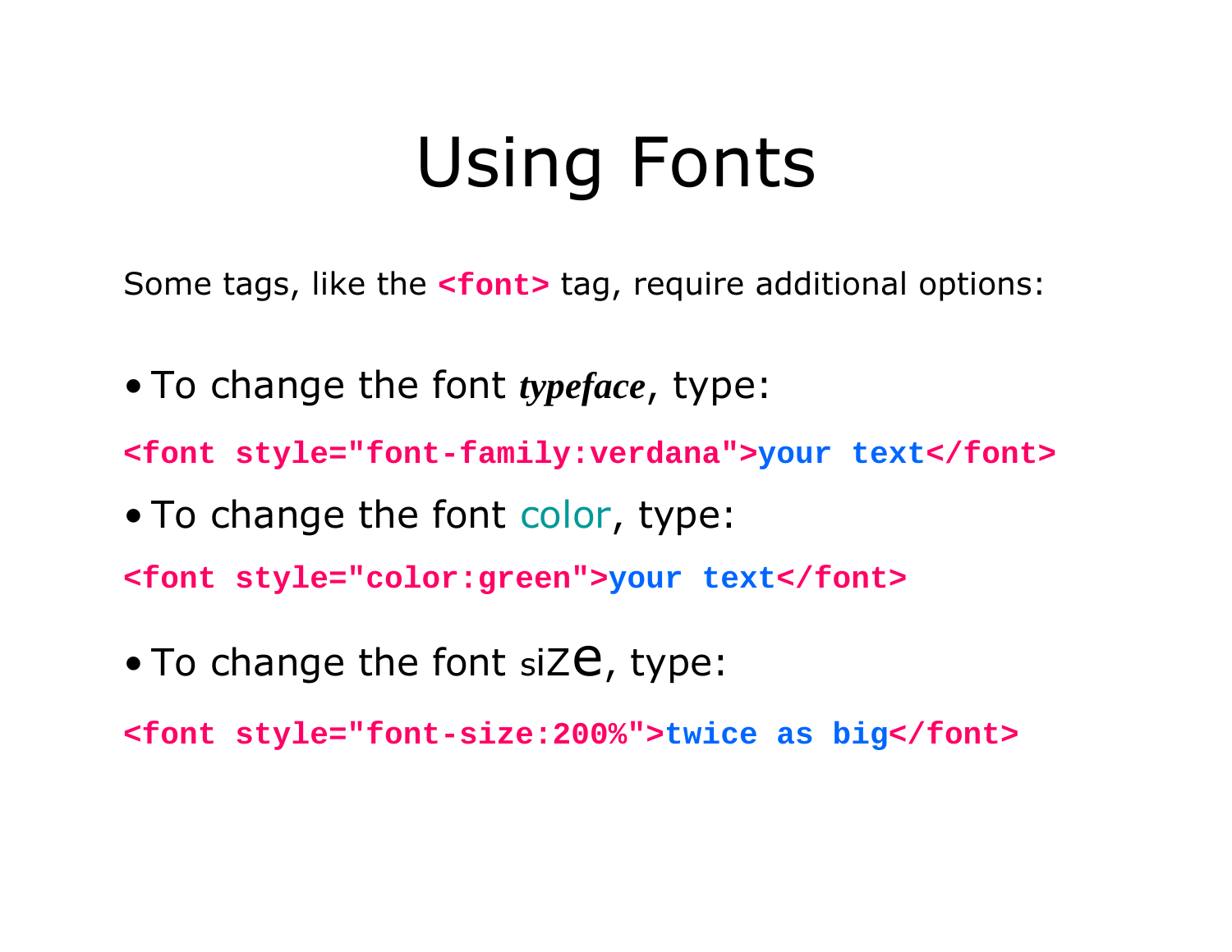# Using Fonts

Some tags, like the `<font>` tag, require additional options:

- To change the font ***typeface***, type:

```
<font style="font-family:verdana">your text</font>
```

- To change the font color, type:

```
<font style="color:green">your text</font>
```

- To change the font siZe, type:

```
<font style="font-size:200%">twice as big</font>
```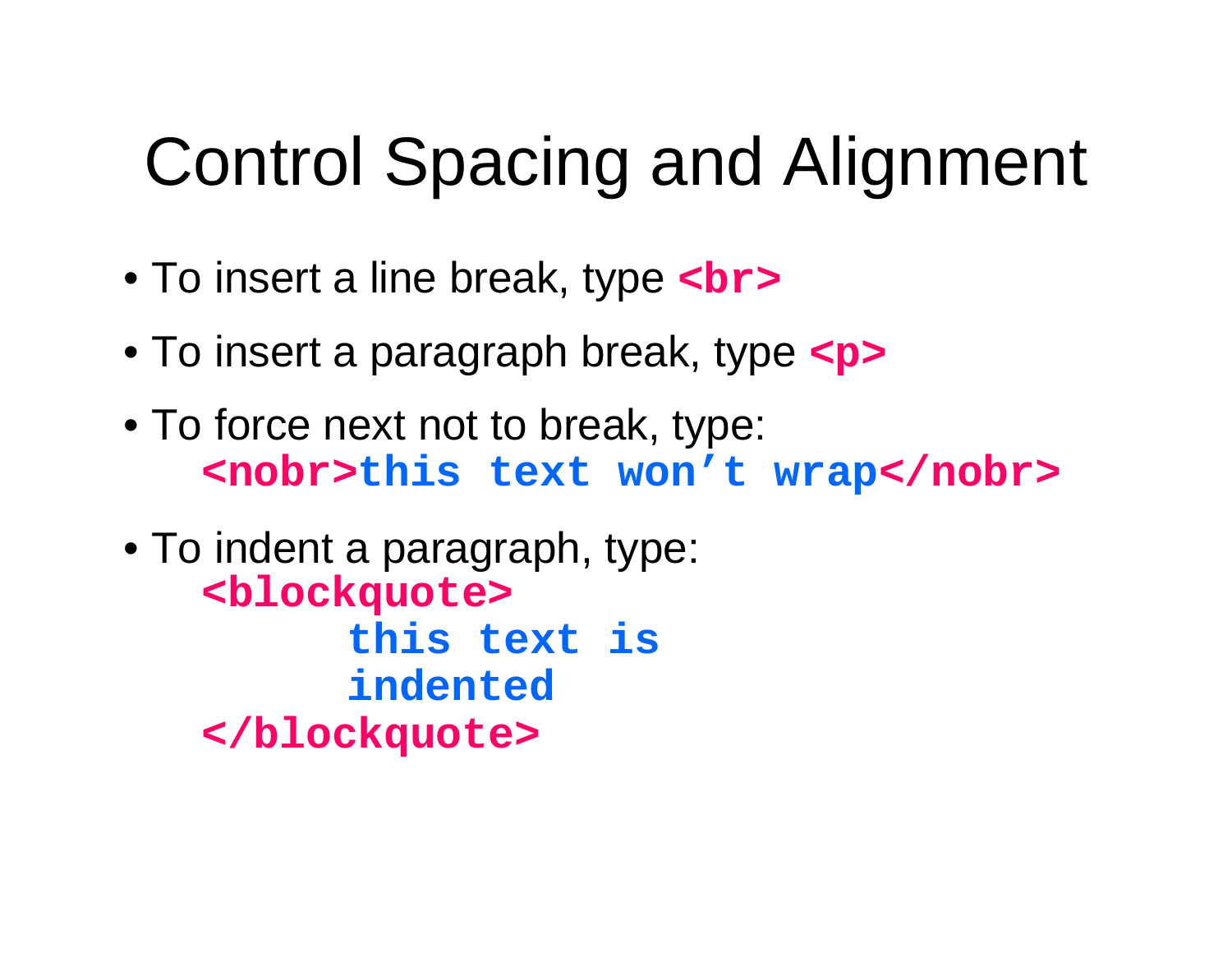# Control Spacing and Alignment

- To insert a line break, type **`<br>`**
- To insert a paragraph break, type **`<p>`**
- To force next not to break, type:

```
<nobr>this text won't wrap</nobr>
```

- To indent a paragraph, type:

```
<blockquote>
     this text is
     indented
</blockquote>
```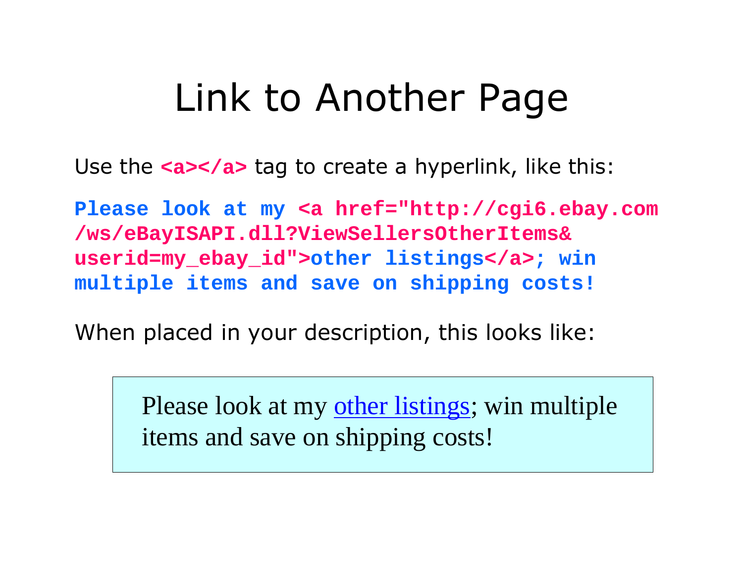# Link to Another Page

Use the `<a></a>` tag to create a hyperlink, like this:

```
Please look at my <a href="http://cgi6.ebay.com
/ws/eBayISAPI.dll?ViewSellersOtherItems&
userid=my_ebay_id">other listings</a>; win
multiple items and save on shipping costs!
```

When placed in your description, this looks like:

> Please look at my [other listings](http://cgi6.ebay.com/ws/eBayISAPI.dll?ViewSellersOtherItems&userid=my_ebay_id); win multiple items and save on shipping costs!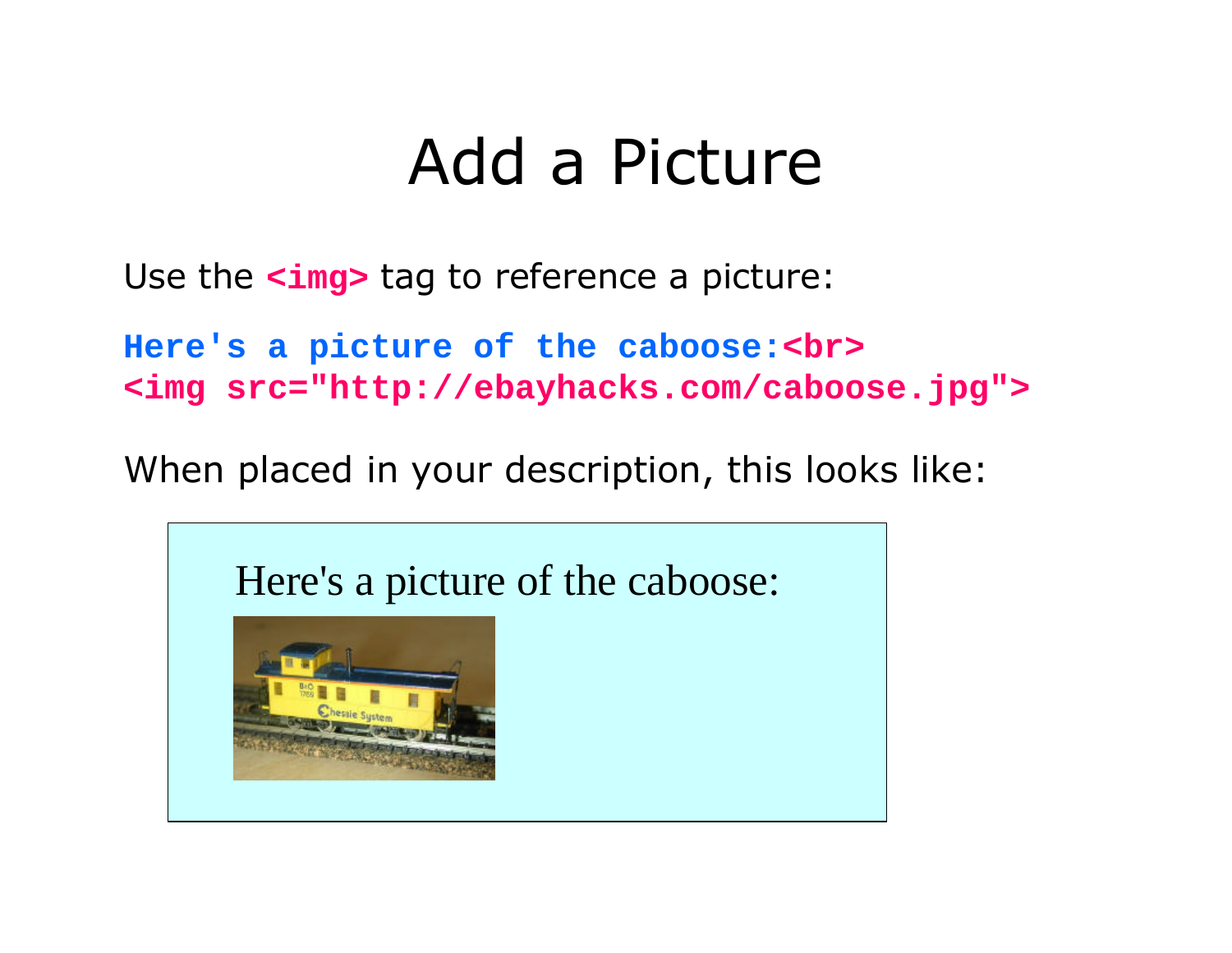# Add a Picture

Use the `<img>` tag to reference a picture:

```
Here's a picture of the caboose:<br>
<img src="http://ebayhacks.com/caboose.jpg">
```

When placed in your description, this looks like:

Here's a picture of the caboose: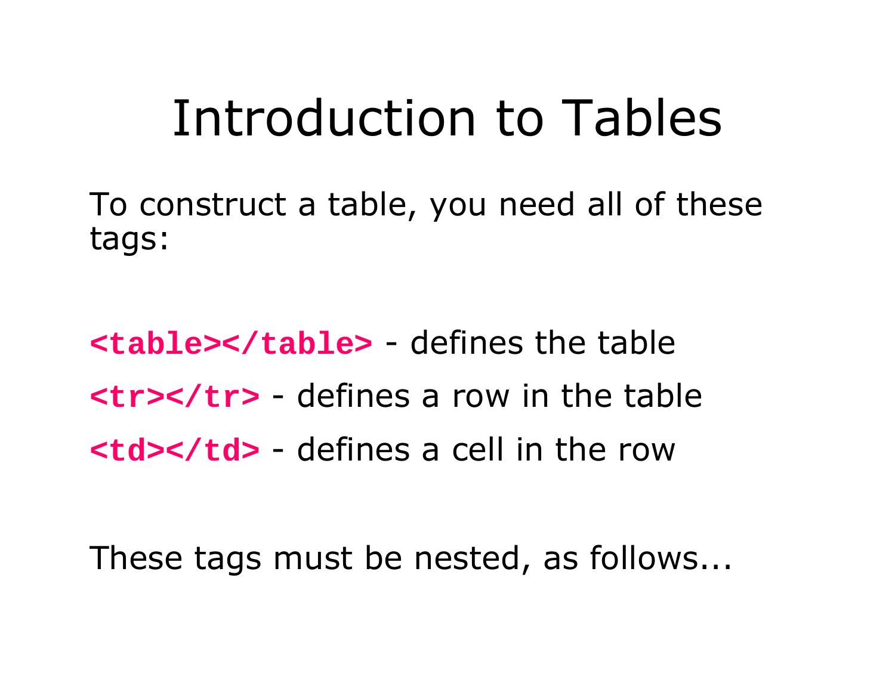# Introduction to Tables

To construct a table, you need all of these tags:

**`<table></table>`** - defines the table

**`<tr></tr>`** - defines a row in the table

**`<td></td>`** - defines a cell in the row

These tags must be nested, as follows...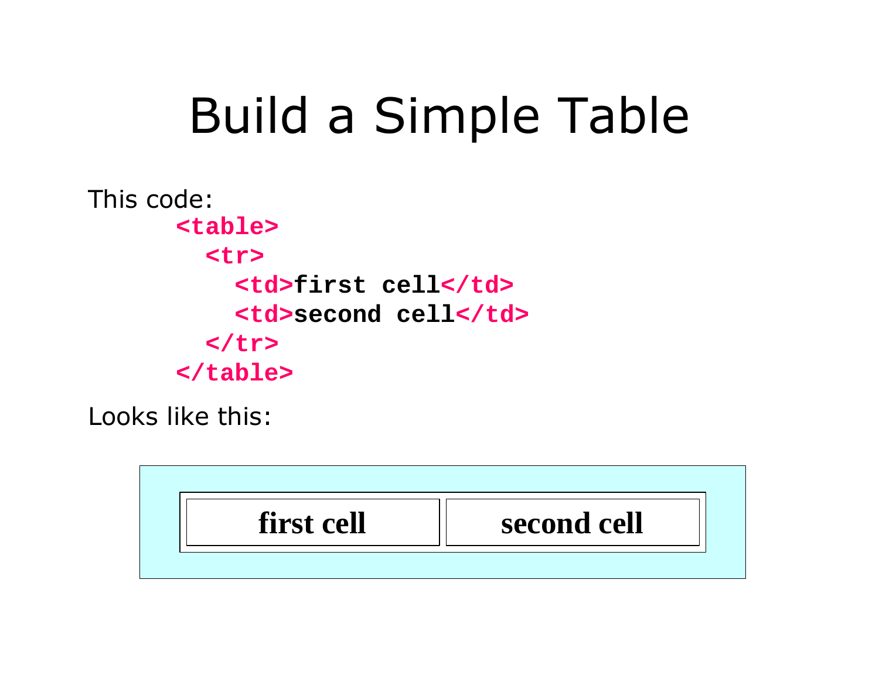# Build a Simple Table

This code:

```
<table>
  <tr>
    <td>first cell</td>
    <td>second cell</td>
  </tr>
</table>
```

Looks like this:

| first cell | second cell |
|---|---|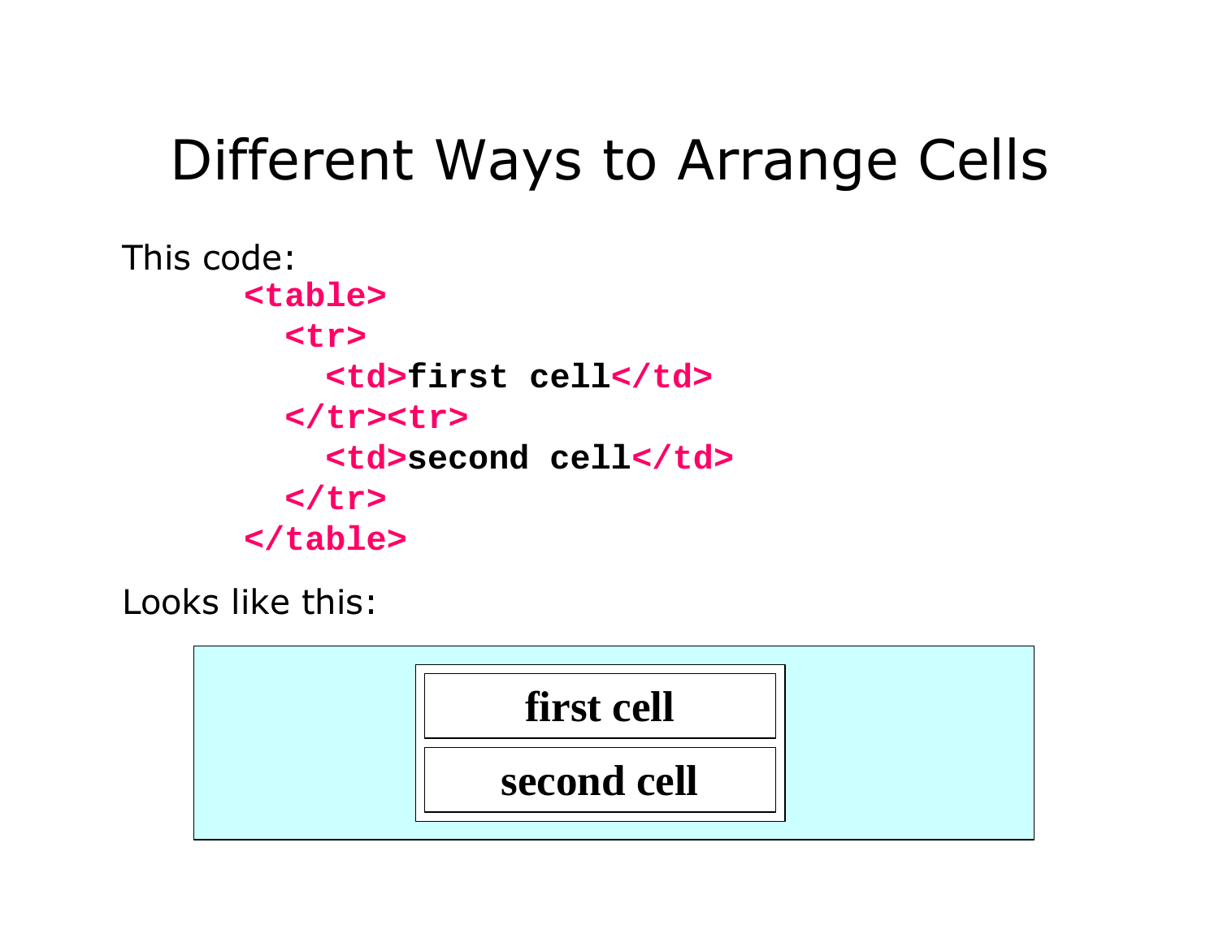# Different Ways to Arrange Cells

This code:

```
<table>
  <tr>
    <td>first cell</td>
  </tr><tr>
    <td>second cell</td>
  </tr>
</table>
```

Looks like this:

| first cell |
|---|
| second cell |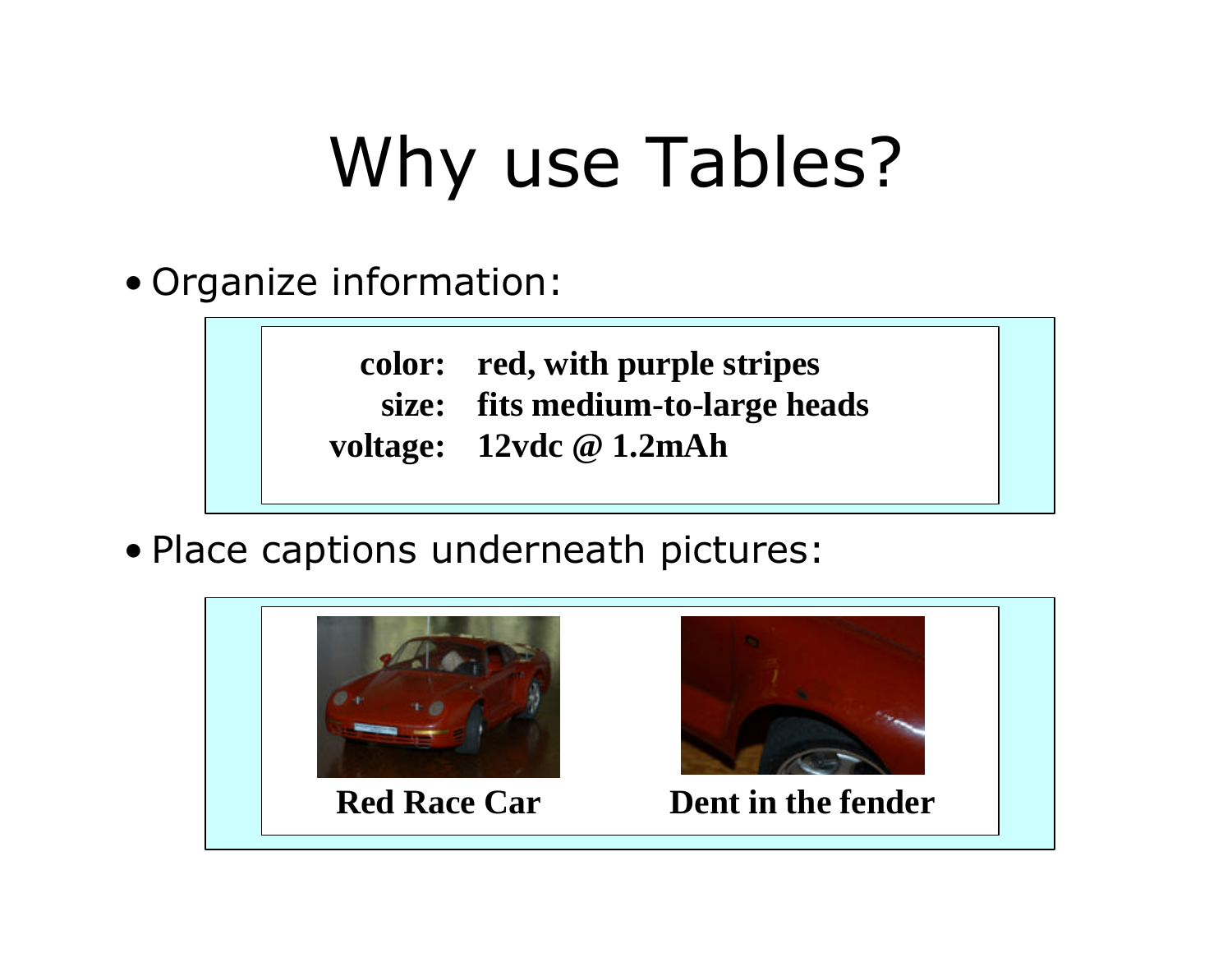# Why use Tables?

- Organize information:

| | |
|---|---|
| **color:** | **red, with purple stripes** |
| **size:** | **fits medium-to-large heads** |
| **voltage:** | **12vdc @ 1.2mAh** |

- Place captions underneath pictures:

| | |
|---|---|
| **Red Race Car** | **Dent in the fender** |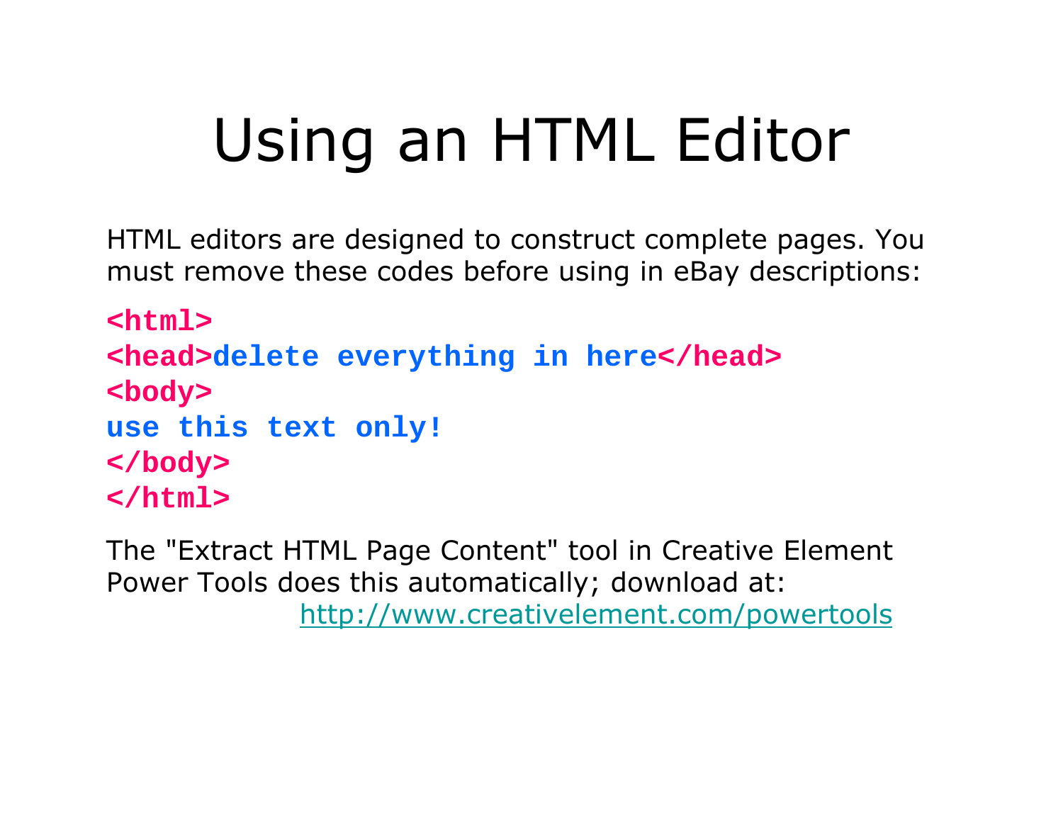# Using an HTML Editor

HTML editors are designed to construct complete pages. You must remove these codes before using in eBay descriptions:

```
<html>
<head>delete everything in here</head>
<body>
use this text only!
</body>
</html>
```

The "Extract HTML Page Content" tool in Creative Element Power Tools does this automatically; download at: http://www.creativelement.com/powertools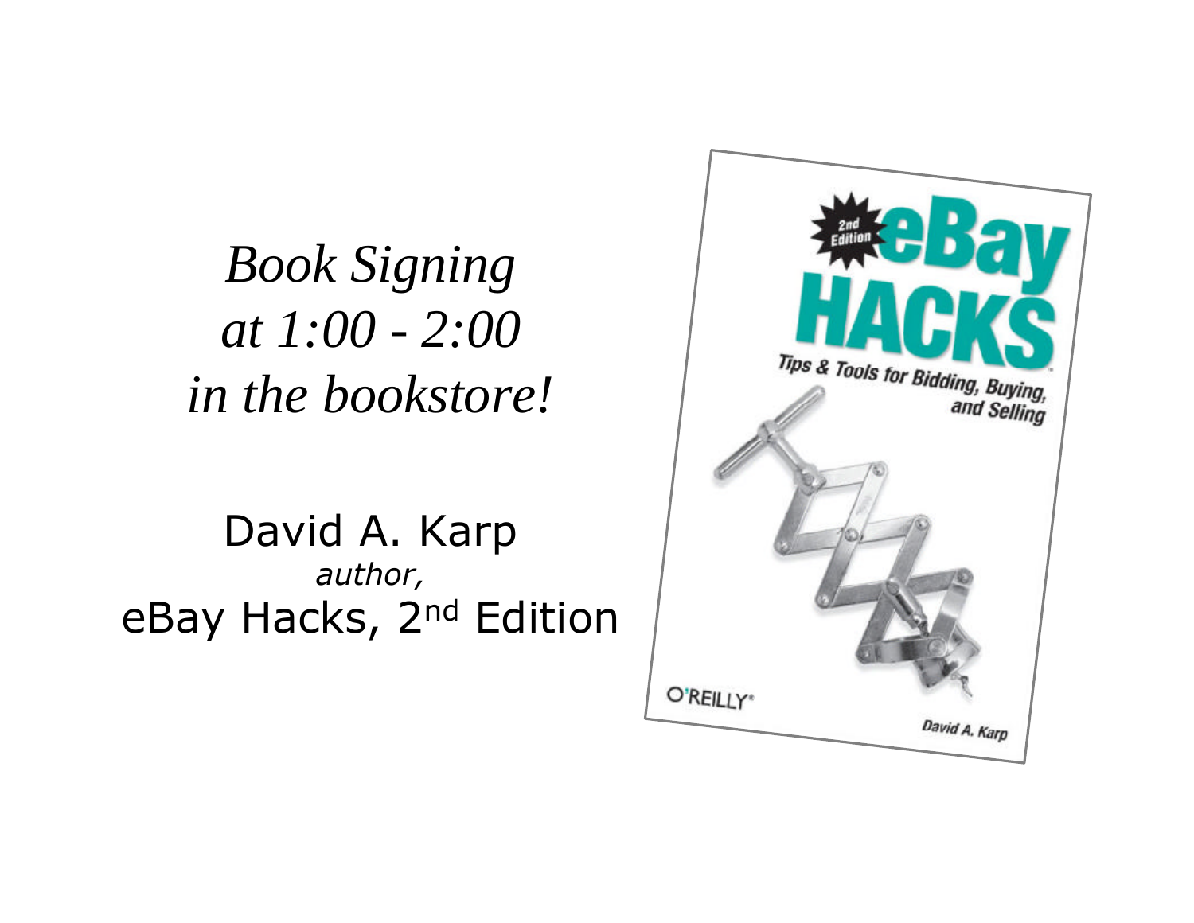*Book Signing*
*at 1:00 - 2:00*
*in the bookstore!*

David A. Karp
*author,*
eBay Hacks, 2nd Edition

2nd Edition
eBay HACKS
Tips & Tools for Bidding, Buying, and Selling
O'REILLY
David A. Karp